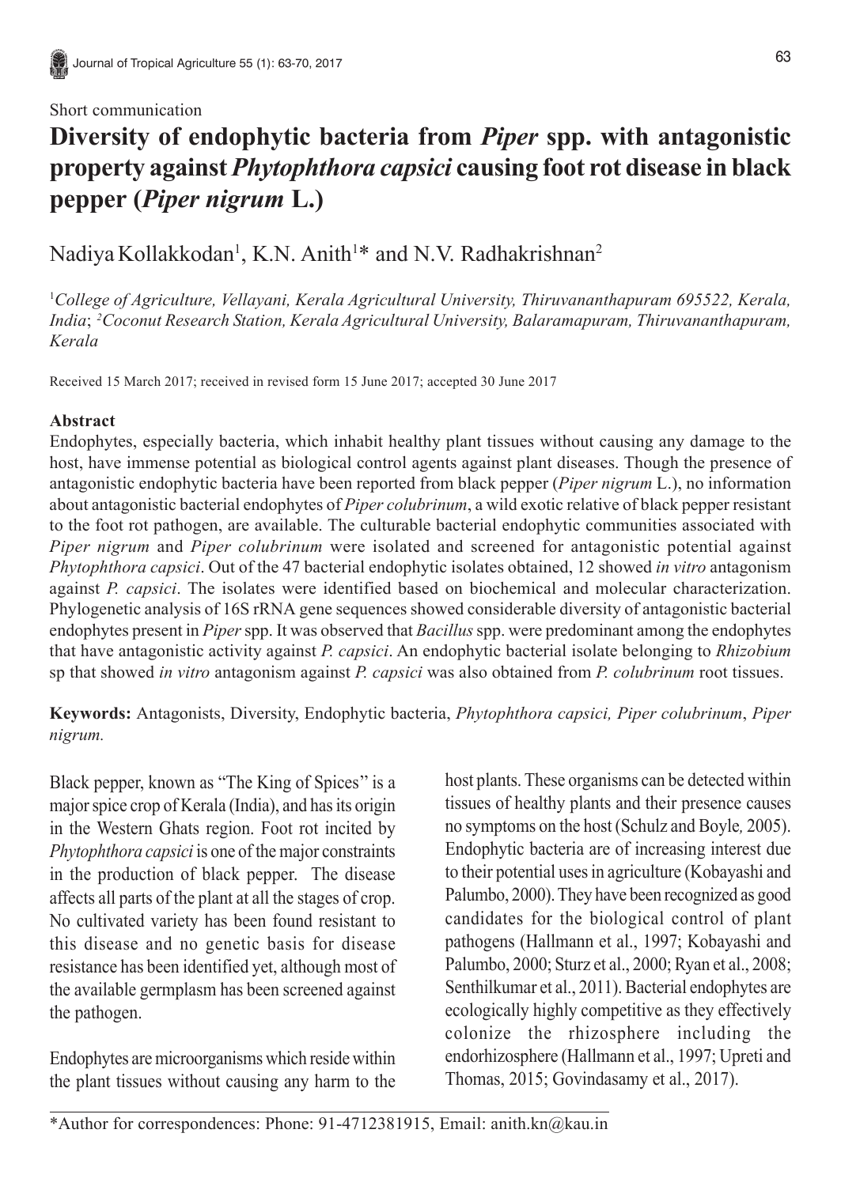Short communication

# Diversity of endophytic bacteria from *Piper* spp. with antagonistic property against *Phytophthora capsici* causing foot rot disease in black pepper (*Piper nigrum* L.)

Nadiya Kollakkodan[1], K.N. Anith[1]* and N.V. Radhakrishnan[2]

[1]*College of Agriculture, Vellayani, Kerala Agricultural University, Thiruvananthapuram 695522, Kerala, India*; [2]*Coconut Research Station, Kerala Agricultural University, Balaramapuram, Thiruvananthapuram, Kerala*

Received 15 March 2017; received in revised form 15 June 2017; accepted 30 June 2017

## Abstract

Endophytes, especially bacteria, which inhabit healthy plant tissues without causing any damage to the host, have immense potential as biological control agents against plant diseases. Though the presence of antagonistic endophytic bacteria have been reported from black pepper (*Piper nigrum* L.), no information about antagonistic bacterial endophytes of *Piper colubrinum*, a wild exotic relative of black pepper resistant to the foot rot pathogen, are available. The culturable bacterial endophytic communities associated with *Piper nigrum* and *Piper colubrinum* were isolated and screened for antagonistic potential against *Phytophthora capsici*. Out of the 47 bacterial endophytic isolates obtained, 12 showed *in vitro* antagonism against *P. capsici*. The isolates were identified based on biochemical and molecular characterization. Phylogenetic analysis of 16S rRNA gene sequences showed considerable diversity of antagonistic bacterial endophytes present in *Piper* spp. It was observed that *Bacillus* spp. were predominant among the endophytes that have antagonistic activity against *P. capsici*. An endophytic bacterial isolate belonging to *Rhizobium* sp that showed *in vitro* antagonism against *P. colubrinum* root tissues.

**Keywords:** Antagonists, Diversity, Endophytic bacteria, *Phytophthora capsici, Piper colubrinum*, *Piper nigrum.*

Black pepper, known as "The King of Spices" is a major spice crop of Kerala (India), and has its origin in the Western Ghats region. Foot rot incited by *Phytophthora capsici* is one of the major constraints in the production of black pepper. The disease affects all parts of the plant at all the stages of crop. No cultivated variety has been found resistant to this disease and no genetic basis for disease resistance has been identified yet, although most of the available germplasm has been screened against the pathogen.

Endophytes are microorganisms which reside within the plant tissues without causing any harm to the host plants. These organisms can be detected within tissues of healthy plants and their presence causes no symptoms on the host (Schulz and Boyle*,* 2005). Endophytic bacteria are of increasing interest due to their potential uses in agriculture (Kobayashi and Palumbo, 2000). They have been recognized as good candidates for the biological control of plant pathogens (Hallmann et al., 1997; Kobayashi and Palumbo, 2000; Sturz et al., 2000; Ryan et al., 2008; Senthilkumar et al., 2011). Bacterial endophytes are ecologically highly competitive as they effectively colonize the rhizosphere including the endorhizosphere (Hallmann et al., 1997; Upreti and Thomas, 2015; Govindasamy et al., 2017).

*Author for correspondences: Phone: 91-4712381915, Email: anith.kn@kau.in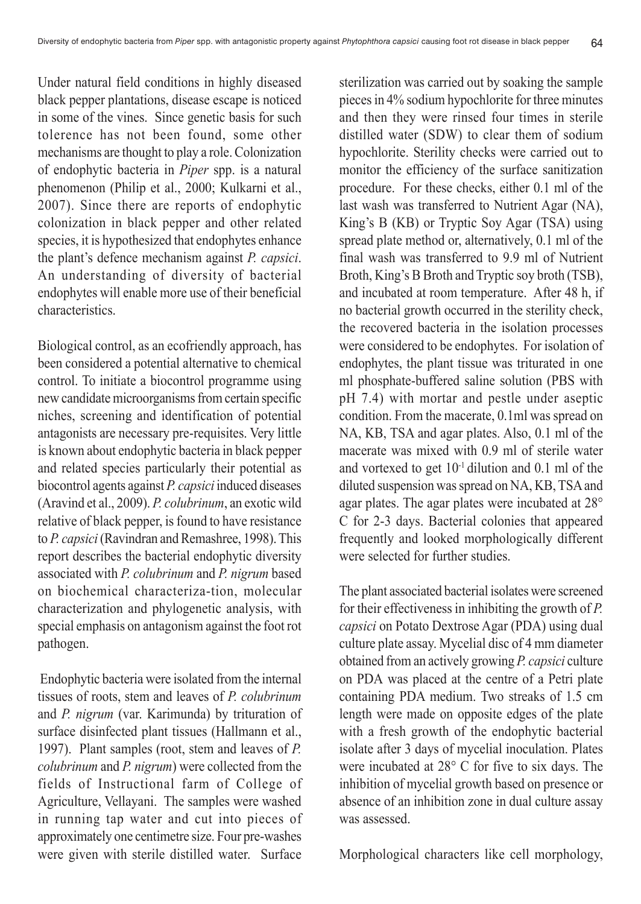Under natural field conditions in highly diseased black pepper plantations, disease escape is noticed in some of the vines. Since genetic basis for such tolerence has not been found, some other mechanisms are thought to play a role. Colonization of endophytic bacteria in *Piper* spp. is a natural phenomenon (Philip et al., 2000; Kulkarni et al., 2007). Since there are reports of endophytic colonization in black pepper and other related species, it is hypothesized that endophytes enhance the plant's defence mechanism against *P. capsici*. An understanding of diversity of bacterial endophytes will enable more use of their beneficial characteristics.

Biological control, as an ecofriendly approach, has been considered a potential alternative to chemical control. To initiate a biocontrol programme using new candidate microorganisms from certain specific niches, screening and identification of potential antagonists are necessary pre-requisites. Very little is known about endophytic bacteria in black pepper and related species particularly their potential as biocontrol agents against *P. capsici* induced diseases (Aravind et al., 2009). *P. colubrinum*, an exotic wild relative of black pepper, is found to have resistance to *P. capsici* (Ravindran and Remashree, 1998). This report describes the bacterial endophytic diversity associated with *P. colubrinum* and *P. nigrum* based on biochemical characteriza-tion, molecular characterization and phylogenetic analysis, with special emphasis on antagonism against the foot rot pathogen.

Endophytic bacteria were isolated from the internal tissues of roots, stem and leaves of *P. colubrinum* and *P. nigrum* (var. Karimunda) by trituration of surface disinfected plant tissues (Hallmann et al., 1997). Plant samples (root, stem and leaves of *P. colubrinum* and *P. nigrum*) were collected from the fields of Instructional farm of College of Agriculture, Vellayani. The samples were washed in running tap water and cut into pieces of approximately one centimetre size. Four pre-washes were given with sterile distilled water. Surface sterilization was carried out by soaking the sample pieces in 4% sodium hypochlorite for three minutes and then they were rinsed four times in sterile distilled water (SDW) to clear them of sodium hypochlorite. Sterility checks were carried out to monitor the efficiency of the surface sanitization procedure. For these checks, either 0.1 ml of the last wash was transferred to Nutrient Agar (NA), King's B (KB) or Tryptic Soy Agar (TSA) using spread plate method or, alternatively, 0.1 ml of the final wash was transferred to 9.9 ml of Nutrient Broth, King's B Broth and Tryptic soy broth (TSB), and incubated at room temperature. After 48 h, if no bacterial growth occurred in the sterility check, the recovered bacteria in the isolation processes were considered to be endophytes. For isolation of endophytes, the plant tissue was triturated in one ml phosphate-buffered saline solution (PBS with pH 7.4) with mortar and pestle under aseptic condition. From the macerate, 0.1ml was spread on NA, KB, TSA and agar plates. Also, 0.1 ml of the macerate was mixed with 0.9 ml of sterile water and vortexed to get $10^{-1}$ dilution and 0.1 ml of the diluted suspension was spread on NA, KB, TSA and agar plates. The agar plates were incubated at 28° C for 2-3 days. Bacterial colonies that appeared frequently and looked morphologically different were selected for further studies.

The plant associated bacterial isolates were screened for their effectiveness in inhibiting the growth of *P. capsici* on Potato Dextrose Agar (PDA) using dual culture plate assay. Mycelial disc of 4 mm diameter obtained from an actively growing *P. capsici* culture on PDA was placed at the centre of a Petri plate containing PDA medium. Two streaks of 1.5 cm length were made on opposite edges of the plate with a fresh growth of the endophytic bacterial isolate after 3 days of mycelial inoculation. Plates were incubated at 28° C for five to six days. The inhibition of mycelial growth based on presence or absence of an inhibition zone in dual culture assay was assessed.

Morphological characters like cell morphology,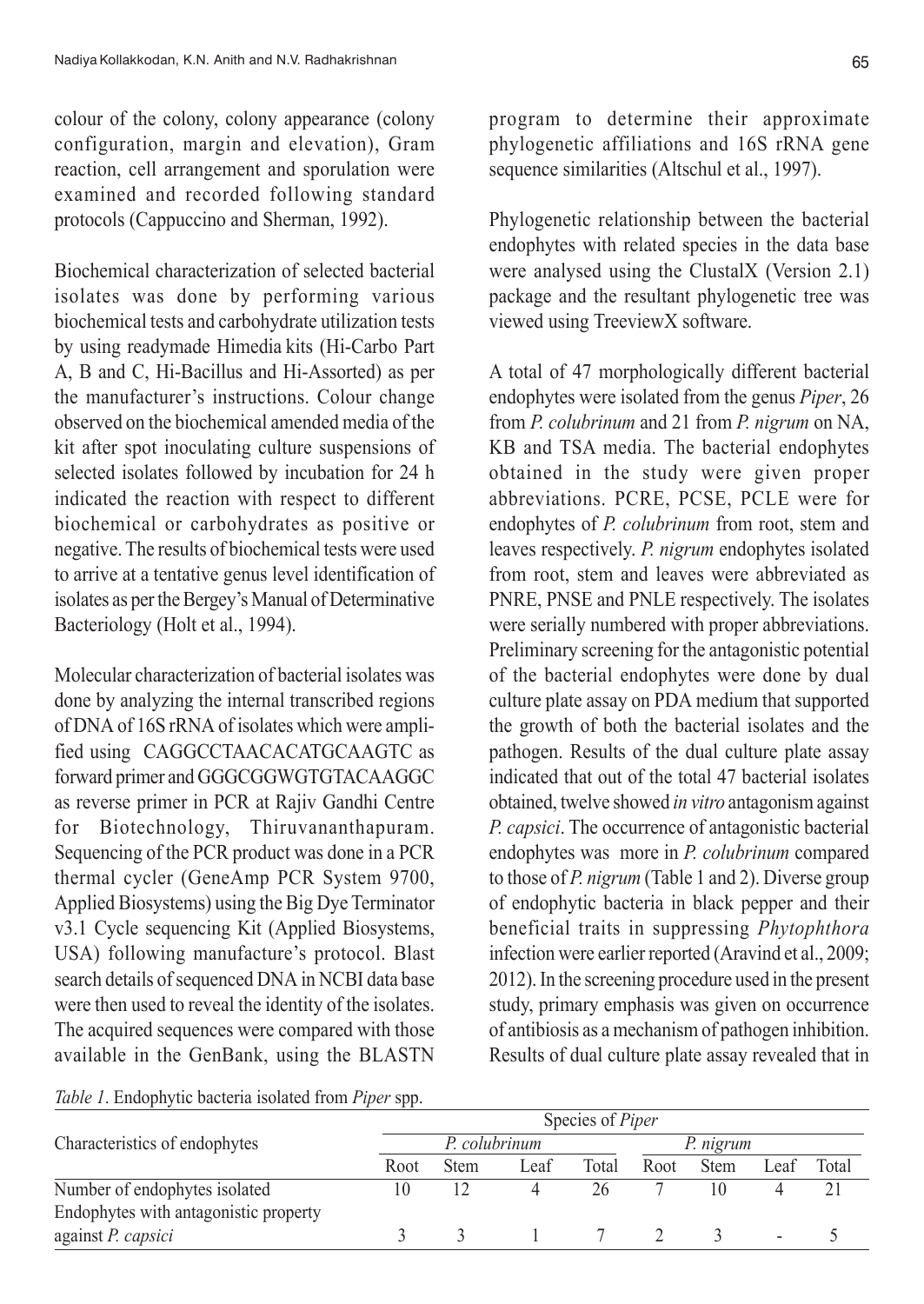colour of the colony, colony appearance (colony configuration, margin and elevation), Gram reaction, cell arrangement and sporulation were examined and recorded following standard protocols (Cappuccino and Sherman, 1992).

Biochemical characterization of selected bacterial isolates was done by performing various biochemical tests and carbohydrate utilization tests by using readymade Himedia kits (Hi-Carbo Part A, B and C, Hi-Bacillus and Hi-Assorted) as per the manufacturer's instructions. Colour change observed on the biochemical amended media of the kit after spot inoculating culture suspensions of selected isolates followed by incubation for 24 h indicated the reaction with respect to different biochemical or carbohydrates as positive or negative. The results of biochemical tests were used to arrive at a tentative genus level identification of isolates as per the Bergey's Manual of Determinative Bacteriology (Holt et al., 1994).

Molecular characterization of bacterial isolates was done by analyzing the internal transcribed regions of DNA of 16S rRNA of isolates which were amplified using CAGGCCTAACACATGCAAGTC as forward primer and GGGCGGWGTGTACAAGGC as reverse primer in PCR at Rajiv Gandhi Centre for Biotechnology, Thiruvananthapuram. Sequencing of the PCR product was done in a PCR thermal cycler (GeneAmp PCR System 9700, Applied Biosystems) using the Big Dye Terminator v3.1 Cycle sequencing Kit (Applied Biosystems, USA) following manufacture's protocol. Blast search details of sequenced DNA in NCBI data base were then used to reveal the identity of the isolates. The acquired sequences were compared with those available in the GenBank, using the BLASTN program to determine their approximate phylogenetic affiliations and 16S rRNA gene sequence similarities (Altschul et al., 1997).

Phylogenetic relationship between the bacterial endophytes with related species in the data base were analysed using the ClustalX (Version 2.1) package and the resultant phylogenetic tree was viewed using TreeviewX software.

A total of 47 morphologically different bacterial endophytes were isolated from the genus *Piper*, 26 from *P. colubrinum* and 21 from *P. nigrum* on NA, KB and TSA media. The bacterial endophytes obtained in the study were given proper abbreviations. PCRE, PCSE, PCLE were for endophytes of *P. colubrinum* from root, stem and leaves respectively. *P. nigrum* endophytes isolated from root, stem and leaves were abbreviated as PNRE, PNSE and PNLE respectively. The isolates were serially numbered with proper abbreviations. Preliminary screening for the antagonistic potential of the bacterial endophytes were done by dual culture plate assay on PDA medium that supported the growth of both the bacterial isolates and the pathogen. Results of the dual culture plate assay indicated that out of the total 47 bacterial isolates obtained, twelve showed *in vitro* antagonism against *P. capsici*. The occurrence of antagonistic bacterial endophytes was more in *P. colubrinum* compared to those of *P. nigrum* (Table 1 and 2). Diverse group of endophytic bacteria in black pepper and their beneficial traits in suppressing *Phytophthora* infection were earlier reported (Aravind et al., 2009; 2012). In the screening procedure used in the present study, primary emphasis was given on occurrence of antibiosis as a mechanism of pathogen inhibition. Results of dual culture plate assay revealed that in

*Table 1*. Endophytic bacteria isolated from *Piper* spp.

| Characteristics of endophytes | Species of *Piper* | | | | | | | |
|---|---|---|---|---|---|---|---|---|
| | *P. colubrinum* | | | | *P. nigrum* | | | |
| | Root | Stem | Leaf | Total | Root | Stem | Leaf | Total |
| Number of endophytes isolated | 10 | 12 | 4 | 26 | 7 | 10 | 4 | 21 |
| Endophytes with antagonistic property against *P. capsici* | 3 | 3 | 1 | 7 | 2 | 3 | - | 5 |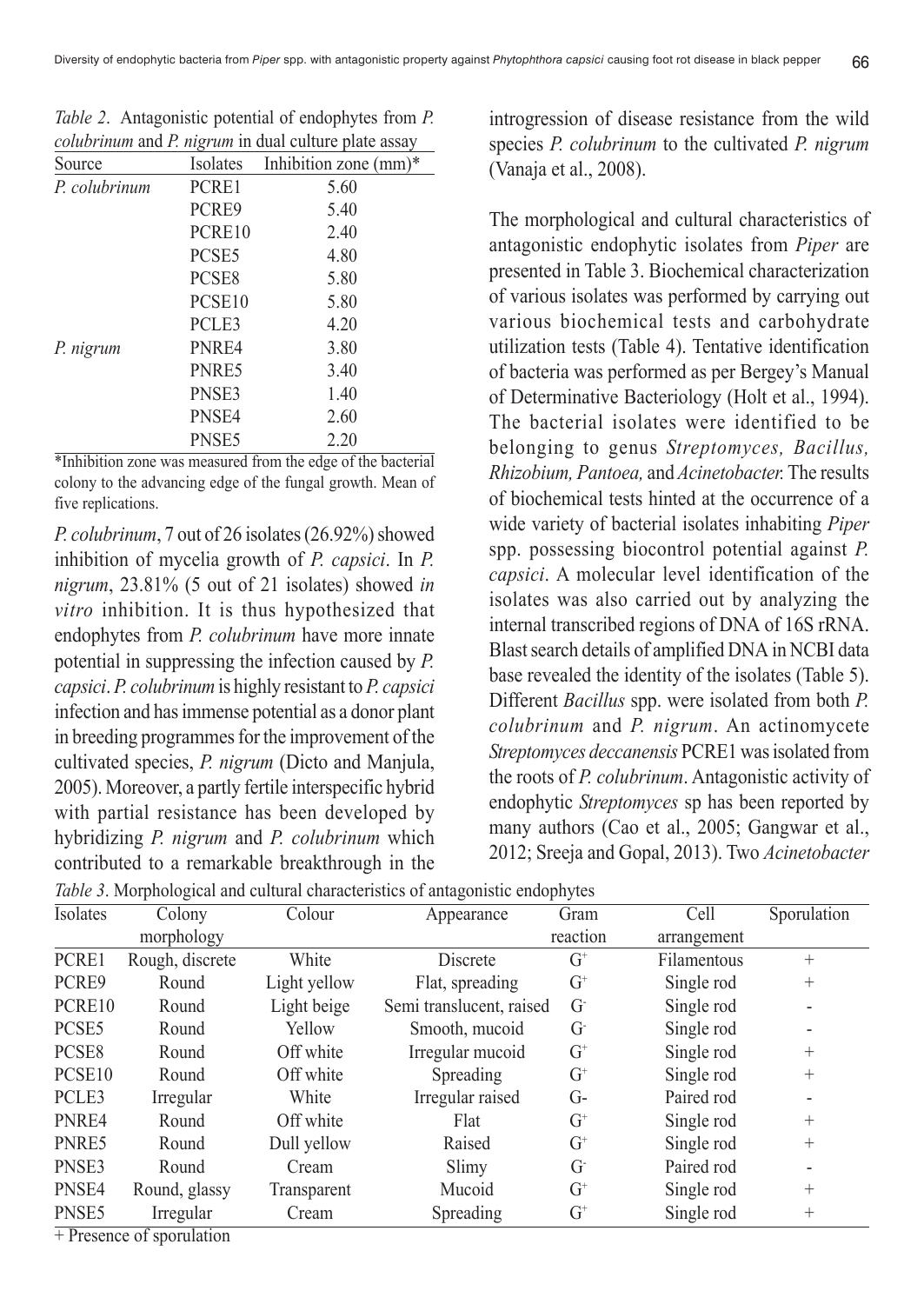*Table 2*. Antagonistic potential of endophytes from *P. colubrinum* and *P. nigrum* in dual culture plate assay

| Source | Isolates | Inhibition zone (mm)* |
|---|---|---|
| *P. colubrinum* | PCRE1 | 5.60 |
| | PCRE9 | 5.40 |
| | PCRE10 | 2.40 |
| | PCSE5 | 4.80 |
| | PCSE8 | 5.80 |
| | PCSE10 | 5.80 |
| | PCLE3 | 4.20 |
| *P. nigrum* | PNRE4 | 3.80 |
| | PNRE5 | 3.40 |
| | PNSE3 | 1.40 |
| | PNSE4 | 2.60 |
| | PNSE5 | 2.20 |

*Inhibition zone was measured from the edge of the bacterial colony to the advancing edge of the fungal growth. Mean of five replications.

*P. colubrinum*, 7 out of 26 isolates (26.92%) showed inhibition of mycelia growth of *P. capsici*. In *P. nigrum*, 23.81% (5 out of 21 isolates) showed *in vitro* inhibition. It is thus hypothesized that endophytes from *P. colubrinum* have more innate potential in suppressing the infection caused by *P. capsici*. *P. colubrinum* is highly resistant to *P. capsici* infection and has immense potential as a donor plant in breeding programmes for the improvement of the cultivated species, *P. nigrum* (Dicto and Manjula, 2005). Moreover, a partly fertile interspecific hybrid with partial resistance has been developed by hybridizing *P. nigrum* and *P. colubrinum* which contributed to a remarkable breakthrough in the introgression of disease resistance from the wild species *P. colubrinum* to the cultivated *P. nigrum* (Vanaja et al., 2008).

The morphological and cultural characteristics of antagonistic endophytic isolates from *Piper* are presented in Table 3. Biochemical characterization of various isolates was performed by carrying out various biochemical tests and carbohydrate utilization tests (Table 4). Tentative identification of bacteria was performed as per Bergey's Manual of Determinative Bacteriology (Holt et al., 1994). The bacterial isolates were identified to be belonging to genus *Streptomyces, Bacillus, Rhizobium, Pantoea,* and *Acinetobacter.* The results of biochemical tests hinted at the occurrence of a wide variety of bacterial isolates inhabiting *Piper* spp. possessing biocontrol potential against *P. capsici*. A molecular level identification of the isolates was also carried out by analyzing the internal transcribed regions of DNA of 16S rRNA. Blast search details of amplified DNA in NCBI data base revealed the identity of the isolates (Table 5). Different *Bacillus* spp. were isolated from both *P. colubrinum* and *P. nigrum*. An actinomycete *Streptomyces deccanensis* PCRE1 was isolated from the roots of *P. colubrinum*. Antagonistic activity of endophytic *Streptomyces* sp has been reported by many authors (Cao et al., 2005; Gangwar et al., 2012; Sreeja and Gopal, 2013). Two *Acinetobacter*

*Table 3*. Morphological and cultural characteristics of antagonistic endophytes

| Isolates | Colony morphology | Colour | Appearance | Gram reaction | Cell arrangement | Sporulation |
|---|---|---|---|---|---|---|
| PCRE1 | Rough, discrete | White | Discrete | $G^+$ | Filamentous | + |
| PCRE9 | Round | Light yellow | Flat, spreading | $G^+$ | Single rod | + |
| PCRE10 | Round | Light beige | Semi translucent, raised | $G^-$ | Single rod | - |
| PCSE5 | Round | Yellow | Smooth, mucoid | $G^-$ | Single rod | - |
| PCSE8 | Round | Off white | Irregular mucoid | $G^+$ | Single rod | + |
| PCSE10 | Round | Off white | Spreading | $G^+$ | Single rod | + |
| PCLE3 | Irregular | White | Irregular raised | G- | Paired rod | - |
| PNRE4 | Round | Off white | Flat | $G^+$ | Single rod | + |
| PNRE5 | Round | Dull yellow | Raised | $G^+$ | Single rod | + |
| PNSE3 | Round | Cream | Slimy | $G^-$ | Paired rod | - |
| PNSE4 | Round, glassy | Transparent | Mucoid | $G^+$ | Single rod | + |
| PNSE5 | Irregular | Cream | Spreading | $G^+$ | Single rod | + |

+ Presence of sporulation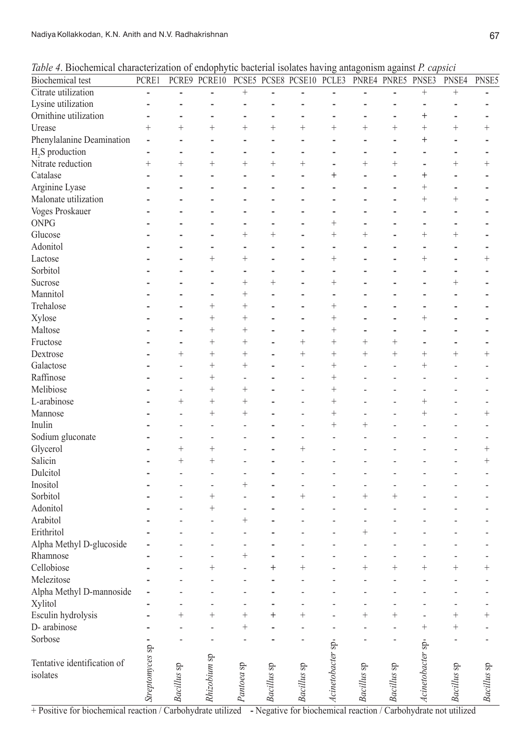*Table 4*. Biochemical characterization of endophytic bacterial isolates having antagonism against *P. capsici*

| Biochemical test | PCRE1 | PCRE9 | PCRE10 | PCSE5 | PCSE8 | PCSE10 | PCLE3 | PNRE4 | PNRE5 | PNSE3 | PNSE4 | PNSE5 |
|---|---|---|---|---|---|---|---|---|---|---|---|---|
| Citrate utilization | - | - | - | + | - | - | - | - | - | + | + | - |
| Lysine utilization | - | - | - | - | - | - | - | - | - | - | - | - |
| Ornithine utilization | - | - | - | - | - | - | - | - | - | + | - | - |
| Urease | + | + | + | + | + | + | + | + | + | + | + | + |
| Phenylalanine Deamination | - | - | - | - | - | - | - | - | - | + | - | - |
| $H_2S$ production | - | - | - | - | - | - | - | - | - | - | - | - |
| Nitrate reduction | + | + | + | + | + | + | - | + | + | - | + | + |
| Catalase | - | - | - | - | - | - | + | - | - | + | - | - |
| Arginine Lyase | - | - | - | - | - | - | - | - | - | + | - | - |
| Malonate utilization | - | - | - | - | - | - | - | - | - | + | + | - |
| Voges Proskauer | - | - | - | - | - | - | - | - | - | - | - | - |
| ONPG | - | - | - | - | - | - | + | - | - | - | - | - |
| Glucose | - | - | - | + | + | - | + | + | - | + | + | - |
| Adonitol | - | - | - | - | - | - | - | - | - | - | - | - |
| Lactose | - | - | + | + | - | - | + | - | - | + | - | + |
| Sorbitol | - | - | - | - | - | - | - | - | - | - | - | - |
| Sucrose | - | - | - | + | + | - | + | - | - | - | + | - |
| Mannitol | - | - | - | + | - | - | - | - | - | - | - | - |
| Trehalose | - | - | + | + | - | - | + | - | - | - | - | - |
| Xylose | - | - | + | + | - | - | + | - | - | + | - | - |
| Maltose | - | - | + | + | - | - | + | - | - | - | - | - |
| Fructose | - | - | + | + | - | + | + | + | + | - | - | - |
| Dextrose | - | + | + | + | - | + | + | + | + | + | + | + |
| Galactose | - | - | + | + | - | - | + | - | - | + | - | - |
| Raffinose | - | - | + | - | - | - | + | - | - | - | - | - |
| Melibiose | - | - | + | + | - | - | + | - | - | - | - | - |
| L-arabinose | - | + | + | + | - | - | + | - | - | + | - | - |
| Mannose | - | - | + | + | - | - | + | - | - | + | - | + |
| Inulin | - | - | - | - | - | - | + | + | - | - | - | - |
| Sodium gluconate | - | - | - | - | - | - | - | - | - | - | - | - |
| Glycerol | - | + | + | - | - | + | - | - | - | - | - | + |
| Salicin | - | + | + | - | - | - | - | - | - | - | - | + |
| Dulcitol | - | - | - | - | - | - | - | - | - | - | - | - |
| Inositol | - | - | - | + | - | - | - | - | - | - | - | - |
| Sorbitol | - | - | + | - | - | + | - | + | + | - | - | - |
| Adonitol | - | - | + | - | - | - | - | - | - | - | - | - |
| Arabitol | - | - | - | + | - | - | - | - | - | - | - | - |
| Erithritol | - | - | - | - | - | - | - | + | - | - | - | - |
| Alpha Methyl D-glucoside | - | - | - | - | - | - | - | - | - | - | - | - |
| Rhamnose | - | - | - | + | - | - | - | - | - | - | - | - |
| Cellobiose | - | - | + | - | + | + | - | + | + | + | + | + |
| Melezitose | - | - | - | - | - | - | - | - | - | - | - | - |
| Alpha Methyl D-mannoside | - | - | - | - | - | - | - | - | - | - | - | - |
| Xylitol | - | - | - | - | - | - | - | - | - | - | - | - |
| Esculin hydrolysis | - | + | + | + | + | + | - | + | + | - | + | + |
| D- arabinose | - | - | - | + | - | - | - | - | - | + | + | - |
| Sorbose | - | - | - | - | - | - | - | - | - | - | - | - |
| Tentative identification of isolates | *Streptomyces* sp | *Bacillus* sp | *Rhizobium* sp | *Pantoea* sp | *Bacillus* sp | *Bacillus* sp | *Acinetobacter* sp. | *Bacillus* sp | *Bacillus* sp | *Acinetobacter* sp. | *Bacillus* sp | *Bacillus* sp |

+ Positive for biochemical reaction / Carbohydrate utilized - Negative for biochemical reaction / Carbohydrate not utilized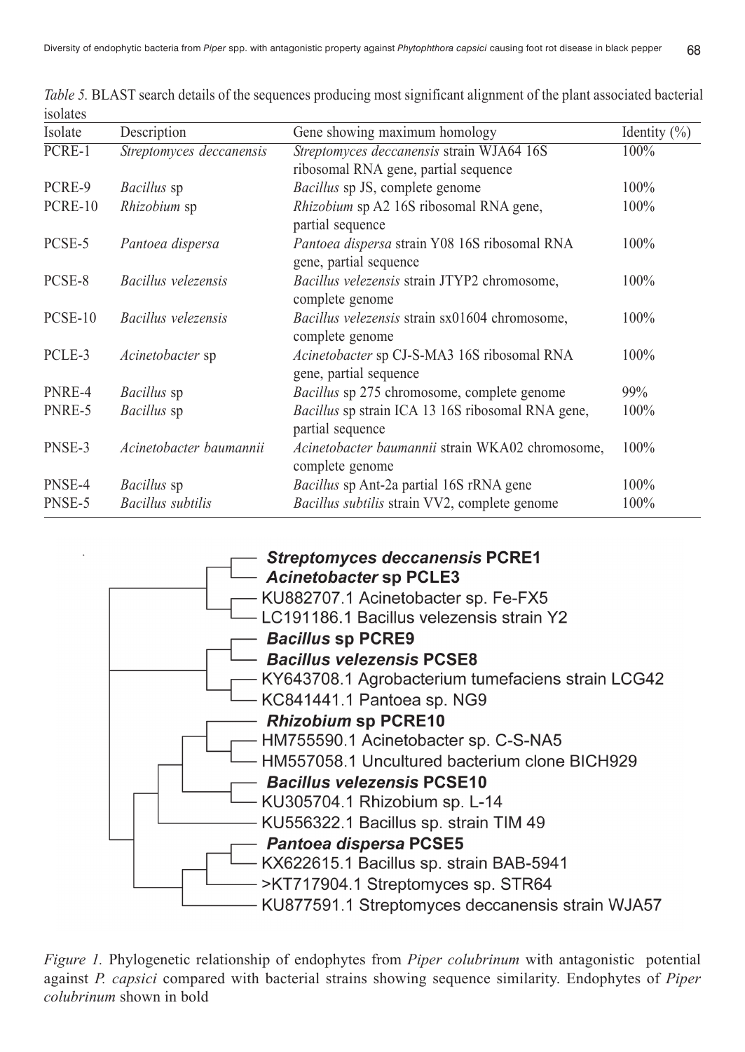*Table 5.* BLAST search details of the sequences producing most significant alignment of the plant associated bacterial isolates

| Isolate | Description | Gene showing maximum homology | Identity (%) |
|---|---|---|---|
| PCRE-1 | *Streptomyces deccanensis* | *Streptomyces deccanensis* strain WJA64 16S ribosomal RNA gene, partial sequence | 100% |
| PCRE-9 | *Bacillus* sp | *Bacillus* sp JS, complete genome | 100% |
| PCRE-10 | *Rhizobium* sp | *Rhizobium* sp A2 16S ribosomal RNA gene, partial sequence | 100% |
| PCSE-5 | *Pantoea dispersa* | *Pantoea dispersa* strain Y08 16S ribosomal RNA gene, partial sequence | 100% |
| PCSE-8 | *Bacillus velezensis* | *Bacillus velezensis* strain JTYP2 chromosome, complete genome | 100% |
| PCSE-10 | *Bacillus velezensis* | *Bacillus velezensis* strain sx01604 chromosome, complete genome | 100% |
| PCLE-3 | *Acinetobacter* sp | *Acinetobacter* sp CJ-S-MA3 16S ribosomal RNA gene, partial sequence | 100% |
| PNRE-4 | *Bacillus* sp | *Bacillus* sp 275 chromosome, complete genome | 99% |
| PNRE-5 | *Bacillus* sp | *Bacillus* sp strain ICA 13 16S ribosomal RNA gene, partial sequence | 100% |
| PNSE-3 | *Acinetobacter baumannii* | *Acinetobacter baumannii* strain WKA02 chromosome, complete genome | 100% |
| PNSE-4 | *Bacillus* sp | *Bacillus* sp Ant-2a partial 16S rRNA gene | 100% |
| PNSE-5 | *Bacillus subtilis* | *Bacillus subtilis* strain VV2, complete genome | 100% |

*Figure 1.* Phylogenetic relationship of endophytes from *Piper colubrinum* with antagonistic potential against *P. capsici* compared with bacterial strains showing sequence similarity. Endophytes of *Piper colubrinum* shown in bold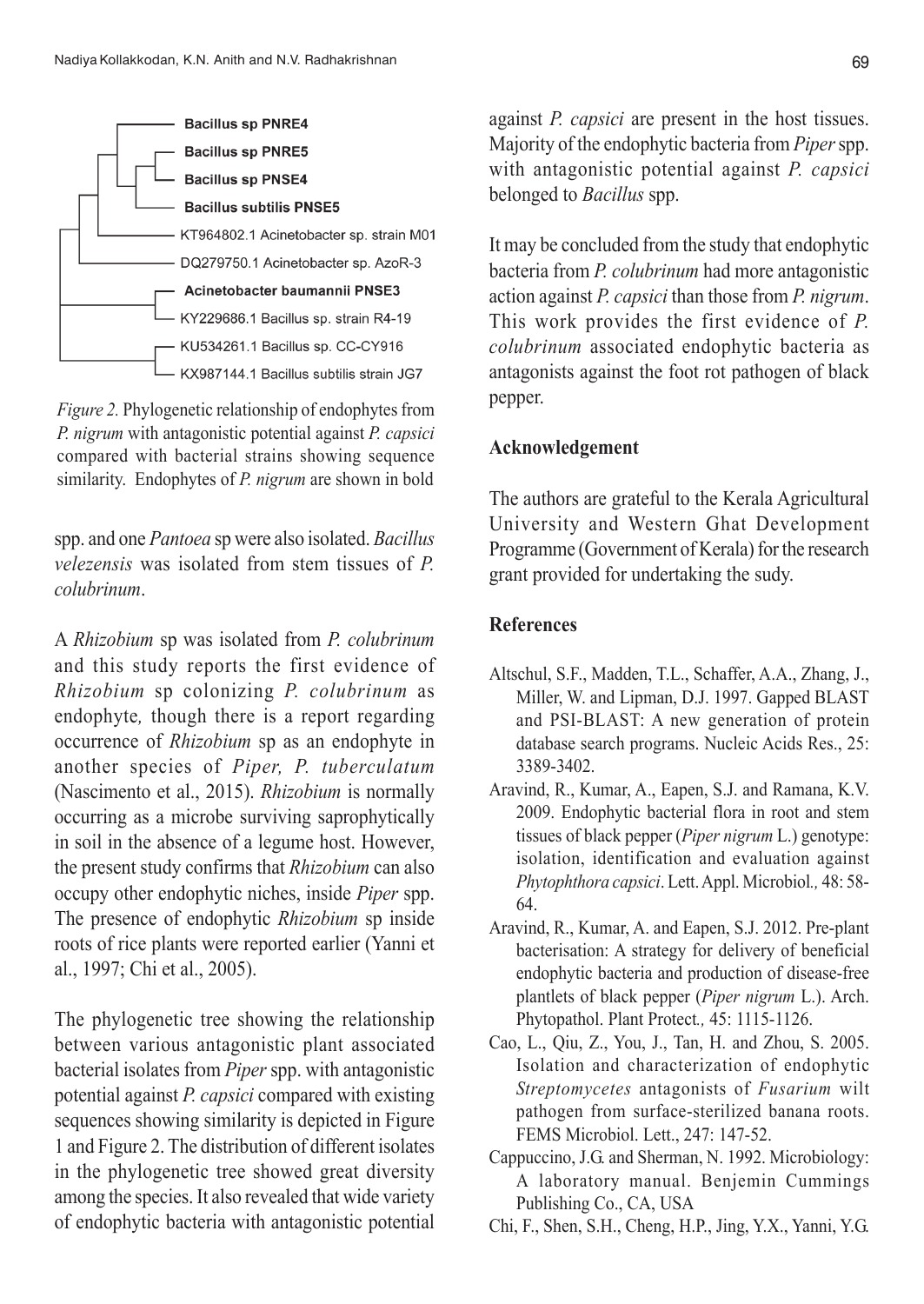Figure 2. Phylogenetic relationship of endophytes from *P. nigrum* with antagonistic potential against *P. capsici* compared with bacterial strains showing sequence similarity. Endophytes of *P. nigrum* are shown in bold

spp. and one *Pantoea* sp were also isolated. *Bacillus velezensis* was isolated from stem tissues of *P. colubrinum*.

A *Rhizobium* sp was isolated from *P. colubrinum* and this study reports the first evidence of *Rhizobium* sp colonizing *P. colubrinum* as endophyte, though there is a report regarding occurrence of *Rhizobium* sp as an endophyte in another species of *Piper, P. tuberculatum* (Nascimento et al., 2015). *Rhizobium* is normally occurring as a microbe surviving saprophytically in soil in the absence of a legume host. However, the present study confirms that *Rhizobium* can also occupy other endophytic niches, inside *Piper* spp. The presence of endophytic *Rhizobium* sp inside roots of rice plants were reported earlier (Yanni et al., 1997; Chi et al., 2005).

The phylogenetic tree showing the relationship between various antagonistic plant associated bacterial isolates from *Piper* spp. with antagonistic potential against *P. capsici* compared with existing sequences showing similarity is depicted in Figure 1 and Figure 2. The distribution of different isolates in the phylogenetic tree showed great diversity among the species. It also revealed that wide variety of endophytic bacteria with antagonistic potential against *P. capsici* are present in the host tissues. Majority of the endophytic bacteria from *Piper* spp. with antagonistic potential against *P. capsici* belonged to *Bacillus* spp.

It may be concluded from the study that endophytic bacteria from *P. colubrinum* had more antagonistic action against *P. capsici* than those from *P. nigrum*. This work provides the first evidence of *P. colubrinum* associated endophytic bacteria as antagonists against the foot rot pathogen of black pepper.

## Acknowledgement

The authors are grateful to the Kerala Agricultural University and Western Ghat Development Programme (Government of Kerala) for the research grant provided for undertaking the sudy.

## References

Altschul, S.F., Madden, T.L., Schaffer, A.A., Zhang, J., Miller, W. and Lipman, D.J. 1997. Gapped BLAST and PSI-BLAST: A new generation of protein database search programs. Nucleic Acids Res., 25: 3389-3402.

Aravind, R., Kumar, A., Eapen, S.J. and Ramana, K.V. 2009. Endophytic bacterial flora in root and stem tissues of black pepper (*Piper nigrum* L.) genotype: isolation, identification and evaluation against *Phytophthora capsici*. Lett. Appl. Microbiol., 48: 58-64.

Aravind, R., Kumar, A. and Eapen, S.J. 2012. Pre-plant bacterisation: A strategy for delivery of beneficial endophytic bacteria and production of disease-free plantlets of black pepper (*Piper nigrum* L.). Arch. Phytopathol. Plant Protect., 45: 1115-1126.

Cao, L., Qiu, Z., You, J., Tan, H. and Zhou, S. 2005. Isolation and characterization of endophytic *Streptomycetes* antagonists of *Fusarium* wilt pathogen from surface-sterilized banana roots. FEMS Microbiol. Lett., 247: 147-52.

Cappuccino, J.G. and Sherman, N. 1992. Microbiology: A laboratory manual. Benjemin Cummings Publishing Co., CA, USA

Chi, F., Shen, S.H., Cheng, H.P., Jing, Y.X., Yanni, Y.G.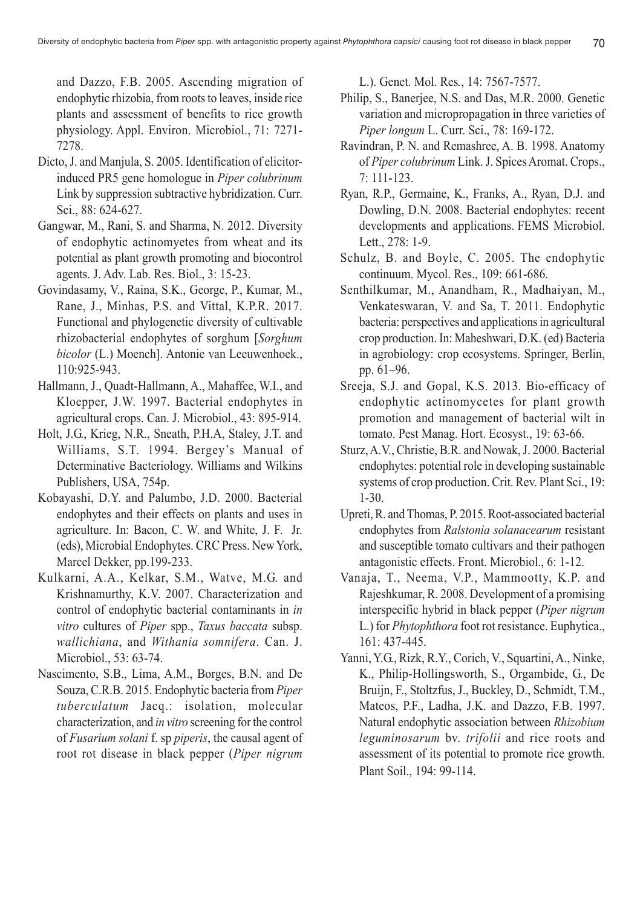and Dazzo, F.B. 2005. Ascending migration of endophytic rhizobia, from roots to leaves, inside rice plants and assessment of benefits to rice growth physiology. Appl. Environ. Microbiol., 71: 7271-7278.

Dicto, J. and Manjula, S. 2005. Identification of elicitor-induced PR5 gene homologue in *Piper colubrinum* Link by suppression subtractive hybridization. Curr. Sci., 88: 624-627.

Gangwar, M., Rani, S. and Sharma, N. 2012. Diversity of endophytic actinomyetes from wheat and its potential as plant growth promoting and biocontrol agents. J. Adv. Lab. Res. Biol., 3: 15-23.

Govindasamy, V., Raina, S.K., George, P., Kumar, M., Rane, J., Minhas, P.S. and Vittal, K.P.R. 2017. Functional and phylogenetic diversity of cultivable rhizobacterial endophytes of sorghum [*Sorghum bicolor* (L.) Moench]. Antonie van Leeuwenhoek., 110:925-943.

Hallmann, J., Quadt-Hallmann, A., Mahaffee, W.I., and Kloepper, J.W. 1997. Bacterial endophytes in agricultural crops. Can. J. Microbiol., 43: 895-914.

Holt, J.G., Krieg, N.R., Sneath, P.H.A, Staley, J.T. and Williams, S.T. 1994. Bergey's Manual of Determinative Bacteriology. Williams and Wilkins Publishers, USA, 754p.

Kobayashi, D.Y. and Palumbo, J.D. 2000. Bacterial endophytes and their effects on plants and uses in agriculture. In: Bacon, C. W. and White, J. F. Jr. (eds), Microbial Endophytes. CRC Press. New York, Marcel Dekker, pp.199-233.

Kulkarni, A.A., Kelkar, S.M., Watve, M.G. and Krishnamurthy, K.V. 2007. Characterization and control of endophytic bacterial contaminants in *in vitro* cultures of *Piper* spp., *Taxus baccata* subsp. *wallichiana*, and *Withania somnifera*. Can. J. Microbiol., 53: 63-74.

Nascimento, S.B., Lima, A.M., Borges, B.N. and De Souza, C.R.B. 2015. Endophytic bacteria from *Piper tuberculatum* Jacq.: isolation, molecular characterization, and *in vitro* screening for the control of *Fusarium solani* f. sp *piperis*, the causal agent of root rot disease in black pepper (*Piper nigrum* L.). Genet. Mol. Res., 14: 7567-7577.

Philip, S., Banerjee, N.S. and Das, M.R. 2000. Genetic variation and micropropagation in three varieties of *Piper longum* L. Curr. Sci., 78: 169-172.

Ravindran, P. N. and Remashree, A. B. 1998. Anatomy of *Piper colubrinum* Link. J. Spices Aromat. Crops., 7: 111-123.

Ryan, R.P., Germaine, K., Franks, A., Ryan, D.J. and Dowling, D.N. 2008. Bacterial endophytes: recent developments and applications. FEMS Microbiol. Lett., 278: 1-9.

Schulz, B. and Boyle, C. 2005. The endophytic continuum. Mycol. Res., 109: 661-686.

Senthilkumar, M., Anandham, R., Madhaiyan, M., Venkateswaran, V. and Sa, T. 2011. Endophytic bacteria: perspectives and applications in agricultural crop production. In: Maheshwari, D.K. (ed) Bacteria in agrobiology: crop ecosystems. Springer, Berlin, pp. 61–96.

Sreeja, S.J. and Gopal, K.S. 2013. Bio-efficacy of endophytic actinomycetes for plant growth promotion and management of bacterial wilt in tomato. Pest Manag. Hort. Ecosyst., 19: 63-66.

Sturz, A.V., Christie, B.R. and Nowak, J. 2000. Bacterial endophytes: potential role in developing sustainable systems of crop production. Crit. Rev. Plant Sci., 19: 1-30.

Upreti, R. and Thomas, P. 2015. Root-associated bacterial endophytes from *Ralstonia solanacearum* resistant and susceptible tomato cultivars and their pathogen antagonistic effects. Front. Microbiol., 6: 1-12.

Vanaja, T., Neema, V.P., Mammootty, K.P. and Rajeshkumar, R. 2008. Development of a promising interspecific hybrid in black pepper (*Piper nigrum* L.) for *Phytophthora* foot rot resistance. Euphytica., 161: 437-445.

Yanni, Y.G., Rizk, R.Y., Corich, V., Squartini, A., Ninke, K., Philip-Hollingsworth, S., Orgambide, G., De Bruijn, F., Stoltzfus, J., Buckley, D., Schmidt, T.M., Mateos, P.F., Ladha, J.K. and Dazzo, F.B. 1997. Natural endophytic association between *Rhizobium leguminosarum* bv. *trifolii* and rice roots and assessment of its potential to promote rice growth. Plant Soil., 194: 99-114.